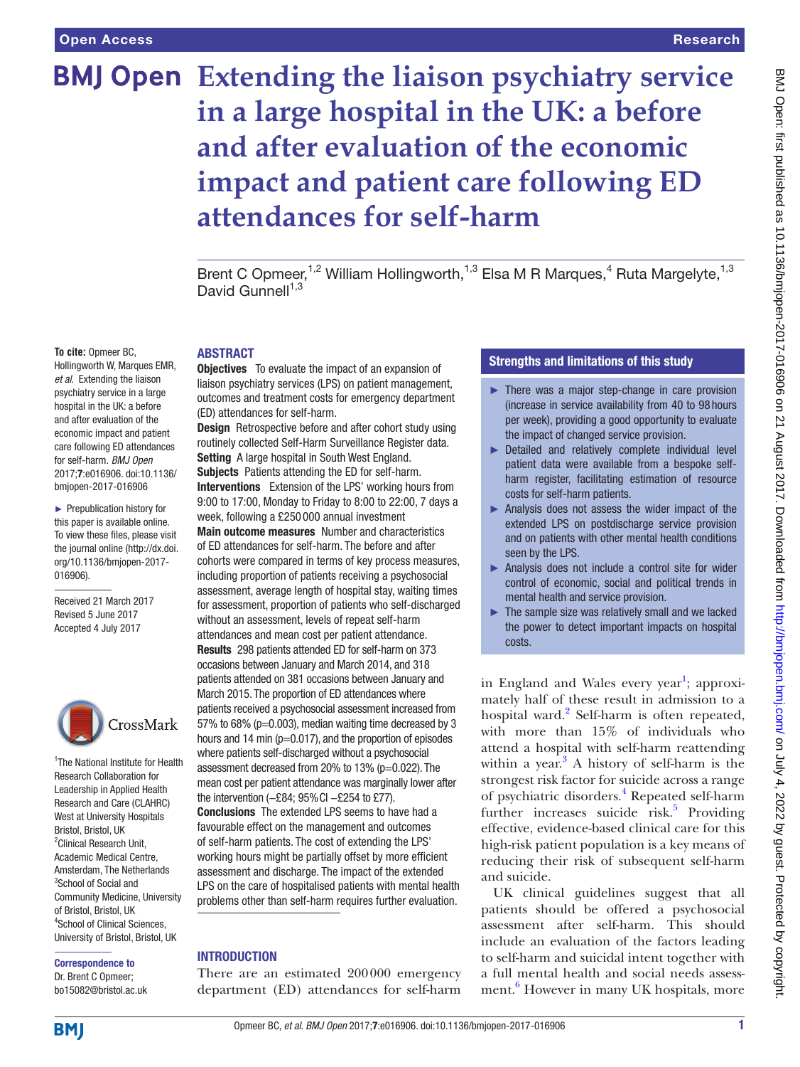Open Access

Research

# Extending the liaison psychiatry service in a large hospital in the UK: a before and after evaluation of the economic impact and patient care following ED attendances for self-harm

Brent C Opmeer,[1,2] William Hollingworth,[1,3] Elsa M R Marques,[4] Ruta Margelyte,[1,3] David Gunnell[1,3]

**To cite:** Opmeer BC, Hollingworth W, Marques EMR, *et al*. Extending the liaison psychiatry service in a large hospital in the UK: a before and after evaluation of the economic impact and patient care following ED attendances for self-harm. *BMJ Open* 2017;**7**:e016906. doi:10.1136/bmjopen-2017-016906

► Prepublication history for this paper is available online. To view these files, please visit the journal online (http://dx.doi.org/10.1136/bmjopen-2017-016906).

Received 21 March 2017
Revised 5 June 2017
Accepted 4 July 2017

[1]The National Institute for Health Research Collaboration for Leadership in Applied Health Research and Care (CLAHRC) West at University Hospitals Bristol, Bristol, UK
[2]Clinical Research Unit, Academic Medical Centre, Amsterdam, The Netherlands
[3]School of Social and Community Medicine, University of Bristol, Bristol, UK
[4]School of Clinical Sciences, University of Bristol, Bristol, UK

**Correspondence to**
Dr. Brent C Opmeer;
bo15082@bristol.ac.uk

## ABSTRACT

**Objectives** To evaluate the impact of an expansion of liaison psychiatry services (LPS) on patient management, outcomes and treatment costs for emergency department (ED) attendances for self-harm.

**Design** Retrospective before and after cohort study using routinely collected Self-Harm Surveillance Register data.

**Setting** A large hospital in South West England.

**Subjects** Patients attending the ED for self-harm.

**Interventions** Extension of the LPS' working hours from 9:00 to 17:00, Monday to Friday to 8:00 to 22:00, 7 days a week, following a £250 000 annual investment

**Main outcome measures** Number and characteristics of ED attendances for self-harm. The before and after cohorts were compared in terms of key process measures, including proportion of patients receiving a psychosocial assessment, average length of hospital stay, waiting times for assessment, proportion of patients who self-discharged without an assessment, levels of repeat self-harm attendances and mean cost per patient attendance.

**Results** 298 patients attended ED for self-harm on 373 occasions between January and March 2014, and 318 patients attended on 381 occasions between January and March 2015. The proportion of ED attendances where patients received a psychosocial assessment increased from 57% to 68% (p=0.003), median waiting time decreased by 3 hours and 14 min (p=0.017), and the proportion of episodes where patients self-discharged without a psychosocial assessment decreased from 20% to 13% (p=0.022). The mean cost per patient attendance was marginally lower after the intervention (–£84; 95% CI –£254 to £77).

**Conclusions** The extended LPS seems to have had a favourable effect on the management and outcomes of self-harm patients. The cost of extending the LPS' working hours might be partially offset by more efficient assessment and discharge. The impact of the extended LPS on the care of hospitalised patients with mental health problems other than self-harm requires further evaluation.

## Strengths and limitations of this study

- ► There was a major step-change in care provision (increase in service availability from 40 to 98 hours per week), providing a good opportunity to evaluate the impact of changed service provision.
- ► Detailed and relatively complete individual level patient data were available from a bespoke self-harm register, facilitating estimation of resource costs for self-harm patients.
- ► Analysis does not assess the wider impact of the extended LPS on postdischarge service provision and on patients with other mental health conditions seen by the LPS.
- ► Analysis does not include a control site for wider control of economic, social and political trends in mental health and service provision.
- ► The sample size was relatively small and we lacked the power to detect important impacts on hospital costs.

## INTRODUCTION

There are an estimated 200 000 emergency department (ED) attendances for self-harm in England and Wales every year[1]; approximately half of these result in admission to a hospital ward.[2] Self-harm is often repeated, with more than 15% of individuals who attend a hospital with self-harm reattending within a year.[3] A history of self-harm is the strongest risk factor for suicide across a range of psychiatric disorders.[4] Repeated self-harm further increases suicide risk.[5] Providing effective, evidence-based clinical care for this high-risk patient population is a key means of reducing their risk of subsequent self-harm and suicide.

UK clinical guidelines suggest that all patients should be offered a psychosocial assessment after self-harm. This should include an evaluation of the factors leading to self-harm and suicidal intent together with a full mental health and social needs assessment.[6] However in many UK hospitals, more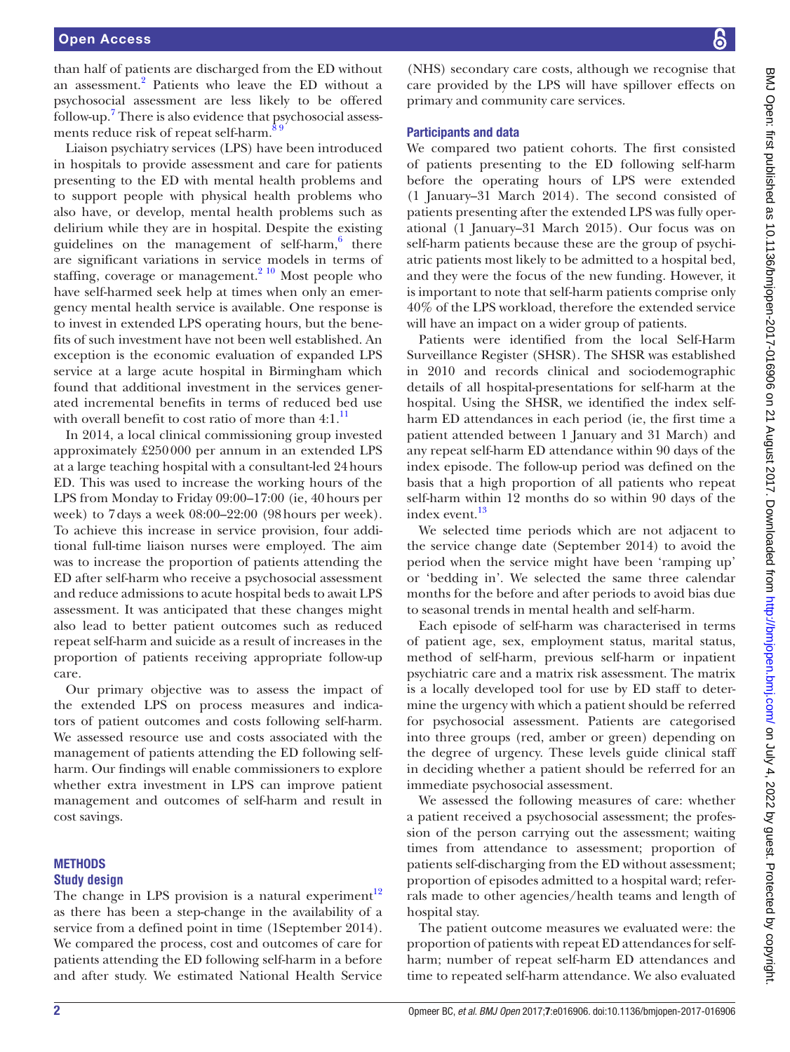than half of patients are discharged from the ED without an assessment.[2] Patients who leave the ED without a psychosocial assessment are less likely to be offered follow-up.[7] There is also evidence that psychosocial assessments reduce risk of repeat self-harm.[8 9]

Liaison psychiatry services (LPS) have been introduced in hospitals to provide assessment and care for patients presenting to the ED with mental health problems and to support people with physical health problems who also have, or develop, mental health problems such as delirium while they are in hospital. Despite the existing guidelines on the management of self-harm,[6] there are significant variations in service models in terms of staffing, coverage or management.[2 10] Most people who have self-harmed seek help at times when only an emergency mental health service is available. One response is to invest in extended LPS operating hours, but the benefits of such investment have not been well established. An exception is the economic evaluation of expanded LPS service at a large acute hospital in Birmingham which found that additional investment in the services generated incremental benefits in terms of reduced bed use with overall benefit to cost ratio of more than 4:1.[11]

In 2014, a local clinical commissioning group invested approximately £250 000 per annum in an extended LPS at a large teaching hospital with a consultant-led 24 hours ED. This was used to increase the working hours of the LPS from Monday to Friday 09:00–17:00 (ie, 40 hours per week) to 7 days a week 08:00–22:00 (98 hours per week). To achieve this increase in service provision, four additional full-time liaison nurses were employed. The aim was to increase the proportion of patients attending the ED after self-harm who receive a psychosocial assessment and reduce admissions to acute hospital beds to await LPS assessment. It was anticipated that these changes might also lead to better patient outcomes such as reduced repeat self-harm and suicide as a result of increases in the proportion of patients receiving appropriate follow-up care.

Our primary objective was to assess the impact of the extended LPS on process measures and indicators of patient outcomes and costs following self-harm. We assessed resource use and costs associated with the management of patients attending the ED following self-harm. Our findings will enable commissioners to explore whether extra investment in LPS can improve patient management and outcomes of self-harm and result in cost savings.

## METHODS

### Study design

The change in LPS provision is a natural experiment[12] as there has been a step-change in the availability of a service from a defined point in time (1September 2014). We compared the process, cost and outcomes of care for patients attending the ED following self-harm in a before and after study. We estimated National Health Service (NHS) secondary care costs, although we recognise that care provided by the LPS will have spillover effects on primary and community care services.

### Participants and data

We compared two patient cohorts. The first consisted of patients presenting to the ED following self-harm before the operating hours of LPS were extended (1 January–31 March 2014). The second consisted of patients presenting after the extended LPS was fully operational (1 January–31 March 2015). Our focus was on self-harm patients because these are the group of psychiatric patients most likely to be admitted to a hospital bed, and they were the focus of the new funding. However, it is important to note that self-harm patients comprise only 40% of the LPS workload, therefore the extended service will have an impact on a wider group of patients.

Patients were identified from the local Self-Harm Surveillance Register (SHSR). The SHSR was established in 2010 and records clinical and sociodemographic details of all hospital-presentations for self-harm at the hospital. Using the SHSR, we identified the index self-harm ED attendances in each period (ie, the first time a patient attended between 1 January and 31 March) and any repeat self-harm ED attendance within 90 days of the index episode. The follow-up period was defined on the basis that a high proportion of all patients who repeat self-harm within 12 months do so within 90 days of the index event.[13]

We selected time periods which are not adjacent to the service change date (September 2014) to avoid the period when the service might have been 'ramping up' or 'bedding in'. We selected the same three calendar months for the before and after periods to avoid bias due to seasonal trends in mental health and self-harm.

Each episode of self-harm was characterised in terms of patient age, sex, employment status, marital status, method of self-harm, previous self-harm or inpatient psychiatric care and a matrix risk assessment. The matrix is a locally developed tool for use by ED staff to determine the urgency with which a patient should be referred for psychosocial assessment. Patients are categorised into three groups (red, amber or green) depending on the degree of urgency. These levels guide clinical staff in deciding whether a patient should be referred for an immediate psychosocial assessment.

We assessed the following measures of care: whether a patient received a psychosocial assessment; the profession of the person carrying out the assessment; waiting times from attendance to assessment; proportion of patients self-discharging from the ED without assessment; proportion of episodes admitted to a hospital ward; referrals made to other agencies/health teams and length of hospital stay.

The patient outcome measures we evaluated were: the proportion of patients with repeat ED attendances for self-harm; number of repeat self-harm ED attendances and time to repeated self-harm attendance. We also evaluated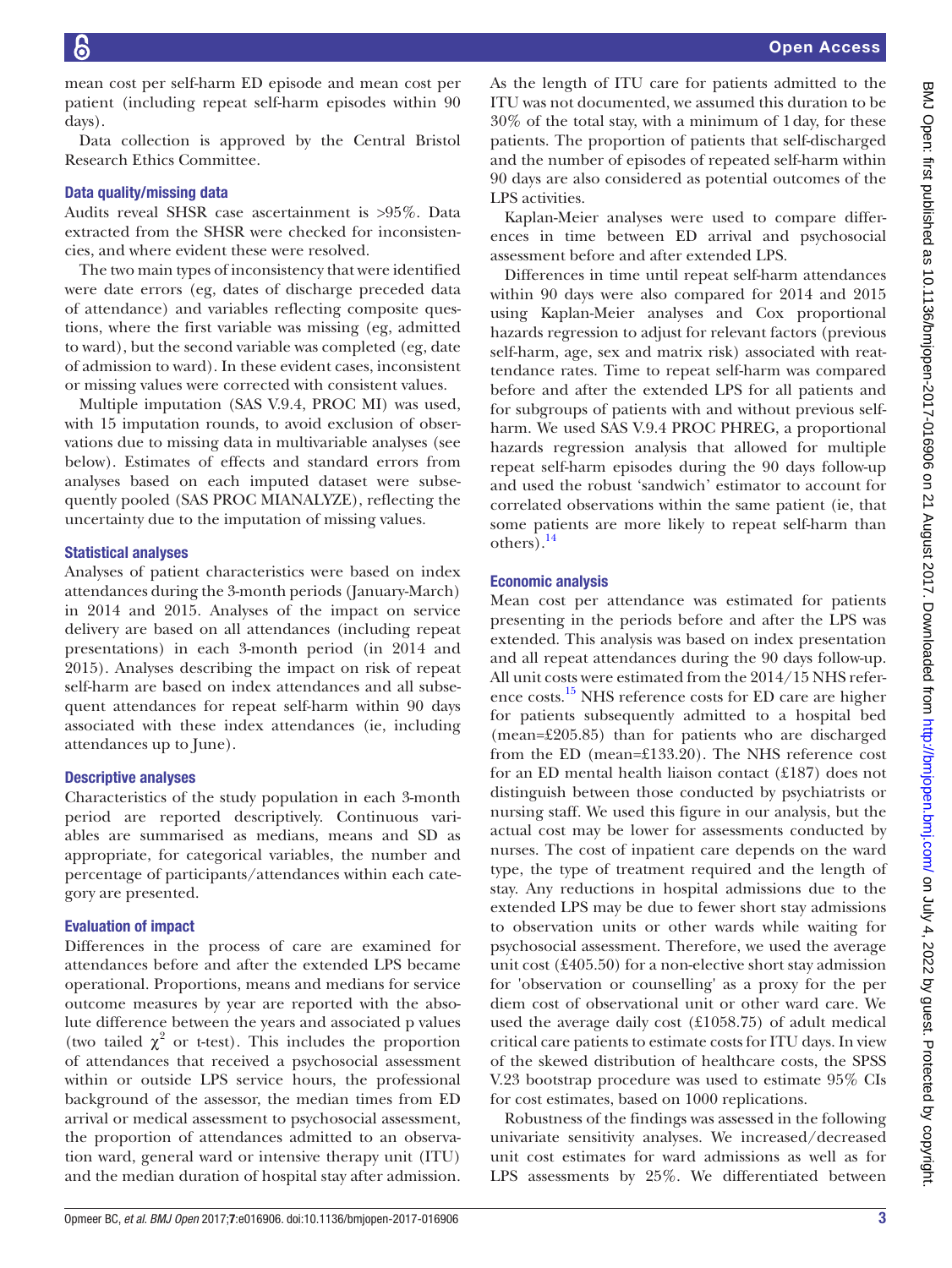mean cost per self-harm ED episode and mean cost per patient (including repeat self-harm episodes within 90 days).

Data collection is approved by the Central Bristol Research Ethics Committee.

### Data quality/missing data

Audits reveal SHSR case ascertainment is >95%. Data extracted from the SHSR were checked for inconsistencies, and where evident these were resolved.

The two main types of inconsistency that were identified were date errors (eg, dates of discharge preceded data of attendance) and variables reflecting composite questions, where the first variable was missing (eg, admitted to ward), but the second variable was completed (eg, date of admission to ward). In these evident cases, inconsistent or missing values were corrected with consistent values.

Multiple imputation (SAS V.9.4, PROC MI) was used, with 15 imputation rounds, to avoid exclusion of observations due to missing data in multivariable analyses (see below). Estimates of effects and standard errors from analyses based on each imputed dataset were subsequently pooled (SAS PROC MIANALYZE), reflecting the uncertainty due to the imputation of missing values.

### Statistical analyses

Analyses of patient characteristics were based on index attendances during the 3-month periods (January-March) in 2014 and 2015. Analyses of the impact on service delivery are based on all attendances (including repeat presentations) in each 3-month period (in 2014 and 2015). Analyses describing the impact on risk of repeat self-harm are based on index attendances and all subsequent attendances for repeat self-harm within 90 days associated with these index attendances (ie, including attendances up to June).

### Descriptive analyses

Characteristics of the study population in each 3-month period are reported descriptively. Continuous variables are summarised as medians, means and SD as appropriate, for categorical variables, the number and percentage of participants/attendances within each category are presented.

### Evaluation of impact

Differences in the process of care are examined for attendances before and after the extended LPS became operational. Proportions, means and medians for service outcome measures by year are reported with the absolute difference between the years and associated p values (two tailed $\chi^2$ or t-test). This includes the proportion of attendances that received a psychosocial assessment within or outside LPS service hours, the professional background of the assessor, the median times from ED arrival or medical assessment to psychosocial assessment, the proportion of attendances admitted to an observation ward, general ward or intensive therapy unit (ITU) and the median duration of hospital stay after admission. As the length of ITU care for patients admitted to the ITU was not documented, we assumed this duration to be 30% of the total stay, with a minimum of 1 day, for these patients. The proportion of patients that self-discharged and the number of episodes of repeated self-harm within 90 days are also considered as potential outcomes of the LPS activities.

Kaplan-Meier analyses were used to compare differences in time between ED arrival and psychosocial assessment before and after extended LPS.

Differences in time until repeat self-harm attendances within 90 days were also compared for 2014 and 2015 using Kaplan-Meier analyses and Cox proportional hazards regression to adjust for relevant factors (previous self-harm, age, sex and matrix risk) associated with reattendance rates. Time to repeat self-harm was compared before and after the extended LPS for all patients and for subgroups of patients with and without previous self-harm. We used SAS V.9.4 PROC PHREG, a proportional hazards regression analysis that allowed for multiple repeat self-harm episodes during the 90 days follow-up and used the robust 'sandwich' estimator to account for correlated observations within the same patient (ie, that some patients are more likely to repeat self-harm than others).[14]

### Economic analysis

Mean cost per attendance was estimated for patients presenting in the periods before and after the LPS was extended. This analysis was based on index presentation and all repeat attendances during the 90 days follow-up. All unit costs were estimated from the 2014/15 NHS reference costs.[15] NHS reference costs for ED care are higher for patients subsequently admitted to a hospital bed (mean=£205.85) than for patients who are discharged from the ED (mean=£133.20). The NHS reference cost for an ED mental health liaison contact (£187) does not distinguish between those conducted by psychiatrists or nursing staff. We used this figure in our analysis, but the actual cost may be lower for assessments conducted by nurses. The cost of inpatient care depends on the ward type, the type of treatment required and the length of stay. Any reductions in hospital admissions due to the extended LPS may be due to fewer short stay admissions to observation units or other wards while waiting for psychosocial assessment. Therefore, we used the average unit cost (£405.50) for a non-elective short stay admission for 'observation or counselling' as a proxy for the per diem cost of observational unit or other ward care. We used the average daily cost (£1058.75) of adult medical critical care patients to estimate costs for ITU days. In view of the skewed distribution of healthcare costs, the SPSS V.23 bootstrap procedure was used to estimate 95% CIs for cost estimates, based on 1000 replications.

Robustness of the findings was assessed in the following univariate sensitivity analyses. We increased/decreased unit cost estimates for ward admissions as well as for LPS assessments by 25%. We differentiated between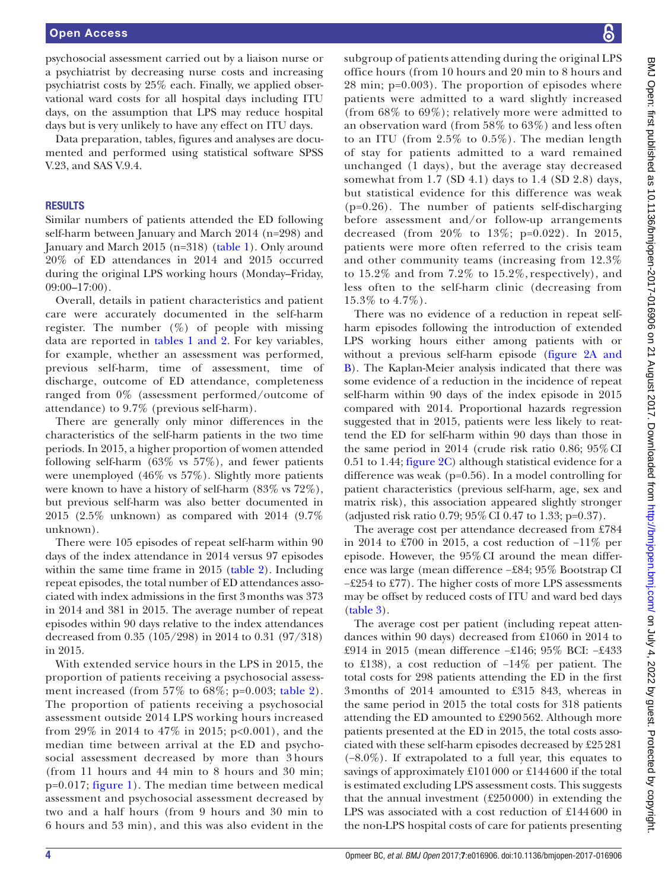psychosocial assessment carried out by a liaison nurse or a psychiatrist by decreasing nurse costs and increasing psychiatrist costs by 25% each. Finally, we applied observational ward costs for all hospital days including ITU days, on the assumption that LPS may reduce hospital days but is very unlikely to have any effect on ITU days.

Data preparation, tables, figures and analyses are documented and performed using statistical software SPSS V.23, and SAS V.9.4.

## RESULTS

Similar numbers of patients attended the ED following self-harm between January and March 2014 (n=298) and January and March 2015 (n=318) (table 1). Only around 20% of ED attendances in 2014 and 2015 occurred during the original LPS working hours (Monday–Friday, 09:00–17:00).

Overall, details in patient characteristics and patient care were accurately documented in the self-harm register. The number (%) of people with missing data are reported in tables 1 and 2. For key variables, for example, whether an assessment was performed, previous self-harm, time of assessment, time of discharge, outcome of ED attendance, completeness ranged from 0% (assessment performed/outcome of attendance) to 9.7% (previous self-harm).

There are generally only minor differences in the characteristics of the self-harm patients in the two time periods. In 2015, a higher proportion of women attended following self-harm (63% vs 57%), and fewer patients were unemployed (46% vs 57%). Slightly more patients were known to have a history of self-harm (83% vs 72%), but previous self-harm was also better documented in 2015 (2.5% unknown) as compared with 2014 (9.7% unknown).

There were 105 episodes of repeat self-harm within 90 days of the index attendance in 2014 versus 97 episodes within the same time frame in 2015 (table 2). Including repeat episodes, the total number of ED attendances associated with index admissions in the first 3 months was 373 in 2014 and 381 in 2015. The average number of repeat episodes within 90 days relative to the index attendances decreased from 0.35 (105/298) in 2014 to 0.31 (97/318) in 2015.

With extended service hours in the LPS in 2015, the proportion of patients receiving a psychosocial assessment increased (from 57% to 68%; p=0.003; table 2). The proportion of patients receiving a psychosocial assessment outside 2014 LPS working hours increased from 29% in 2014 to 47% in 2015; p<0.001), and the median time between arrival at the ED and psychosocial assessment decreased by more than 3 hours (from 11 hours and 44 min to 8 hours and 30 min; p=0.017; figure 1). The median time between medical assessment and psychosocial assessment decreased by two and a half hours (from 9 hours and 30 min to 6 hours and 53 min), and this was also evident in the subgroup of patients attending during the original LPS office hours (from 10 hours and 20 min to 8 hours and 28 min; p=0.003). The proportion of episodes where patients were admitted to a ward slightly increased (from 68% to 69%); relatively more were admitted to an observation ward (from 58% to 63%) and less often to an ITU (from 2.5% to 0.5%). The median length of stay for patients admitted to a ward remained unchanged (1 days), but the average stay decreased somewhat from 1.7 (SD 4.1) days to 1.4 (SD 2.8) days, but statistical evidence for this difference was weak (p=0.26). The number of patients self-discharging before assessment and/or follow-up arrangements decreased (from 20% to 13%; p=0.022). In 2015, patients were more often referred to the crisis team and other community teams (increasing from 12.3% to 15.2% and from 7.2% to 15.2%, respectively), and less often to the self-harm clinic (decreasing from 15.3% to 4.7%).

There was no evidence of a reduction in repeat self-harm episodes following the introduction of extended LPS working hours either among patients with or without a previous self-harm episode (figure 2A and B). The Kaplan-Meier analysis indicated that there was some evidence of a reduction in the incidence of repeat self-harm within 90 days of the index episode in 2015 compared with 2014. Proportional hazards regression suggested that in 2015, patients were less likely to reattend the ED for self-harm within 90 days than those in the same period in 2014 (crude risk ratio 0.86; 95% CI 0.51 to 1.44; figure 2C) although statistical evidence for a difference was weak (p=0.56). In a model controlling for patient characteristics (previous self-harm, age, sex and matrix risk), this association appeared slightly stronger (adjusted risk ratio 0.79; 95% CI 0.47 to 1.33; p=0.37).

The average cost per attendance decreased from £784 in 2014 to £700 in 2015, a cost reduction of −11% per episode. However, the 95% CI around the mean difference was large (mean difference −£84; 95% Bootstrap CI −£254 to £77). The higher costs of more LPS assessments may be offset by reduced costs of ITU and ward bed days (table 3).

The average cost per patient (including repeat attendances within 90 days) decreased from £1060 in 2014 to £914 in 2015 (mean difference −£146; 95% BCI: −£433 to £138), a cost reduction of −14% per patient. The total costs for 298 patients attending the ED in the first 3 months of 2014 amounted to £315 843, whereas in the same period in 2015 the total costs for 318 patients attending the ED amounted to £290 562. Although more patients presented at the ED in 2015, the total costs associated with these self-harm episodes decreased by £25 281 (−8.0%). If extrapolated to a full year, this equates to savings of approximately £101 000 or £144 600 if the total is estimated excluding LPS assessment costs. This suggests that the annual investment (£250 000) in extending the LPS was associated with a cost reduction of £144 600 in the non-LPS hospital costs of care for patients presenting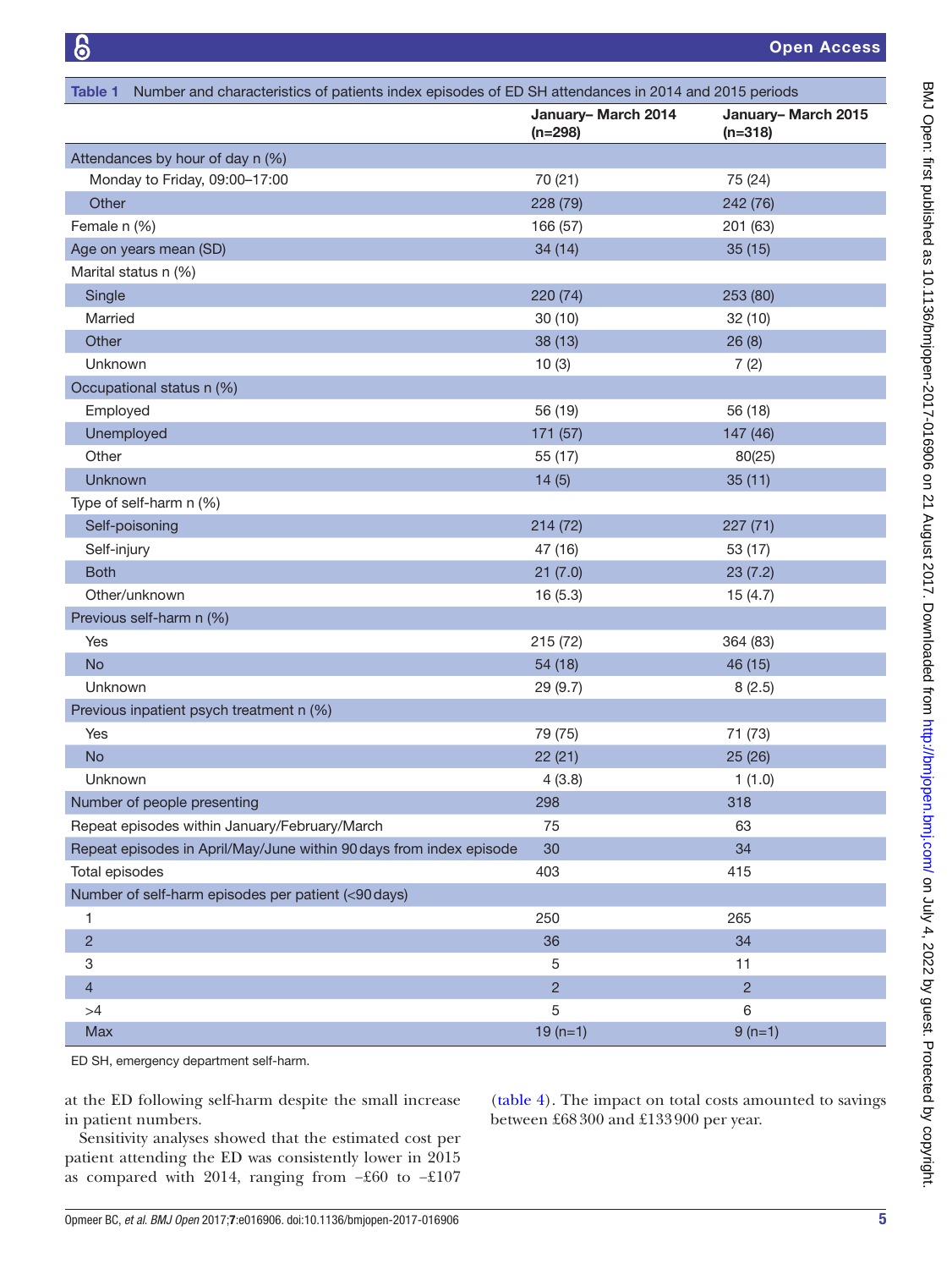**Table 1** Number and characteristics of patients index episodes of ED SH attendances in 2014 and 2015 periods

| | January– March 2014 (n=298) | January– March 2015 (n=318) |
|---|---|---|
| Attendances by hour of day n (%) | | |
| Monday to Friday, 09:00–17:00 | 70 (21) | 75 (24) |
| Other | 228 (79) | 242 (76) |
| Female n (%) | 166 (57) | 201 (63) |
| Age on years mean (SD) | 34 (14) | 35 (15) |
| Marital status n (%) | | |
| Single | 220 (74) | 253 (80) |
| Married | 30 (10) | 32 (10) |
| Other | 38 (13) | 26 (8) |
| Unknown | 10 (3) | 7 (2) |
| Occupational status n (%) | | |
| Employed | 56 (19) | 56 (18) |
| Unemployed | 171 (57) | 147 (46) |
| Other | 55 (17) | 80(25) |
| Unknown | 14 (5) | 35 (11) |
| Type of self-harm n (%) | | |
| Self-poisoning | 214 (72) | 227 (71) |
| Self-injury | 47 (16) | 53 (17) |
| Both | 21 (7.0) | 23 (7.2) |
| Other/unknown | 16 (5.3) | 15 (4.7) |
| Previous self-harm n (%) | | |
| Yes | 215 (72) | 364 (83) |
| No | 54 (18) | 46 (15) |
| Unknown | 29 (9.7) | 8 (2.5) |
| Previous inpatient psych treatment n (%) | | |
| Yes | 79 (75) | 71 (73) |
| No | 22 (21) | 25 (26) |
| Unknown | 4 (3.8) | 1 (1.0) |
| Number of people presenting | 298 | 318 |
| Repeat episodes within January/February/March | 75 | 63 |
| Repeat episodes in April/May/June within 90 days from index episode | 30 | 34 |
| Total episodes | 403 | 415 |
| Number of self-harm episodes per patient (<90 days) | | |
| 1 | 250 | 265 |
| 2 | 36 | 34 |
| 3 | 5 | 11 |
| 4 | 2 | 2 |
| >4 | 5 | 6 |
| Max | 19 (n=1) | 9 (n=1) |

ED SH, emergency department self-harm.

at the ED following self-harm despite the small increase in patient numbers.

Sensitivity analyses showed that the estimated cost per patient attending the ED was consistently lower in 2015 as compared with 2014, ranging from −£60 to −£107 (table 4). The impact on total costs amounted to savings between £68 300 and £133 900 per year.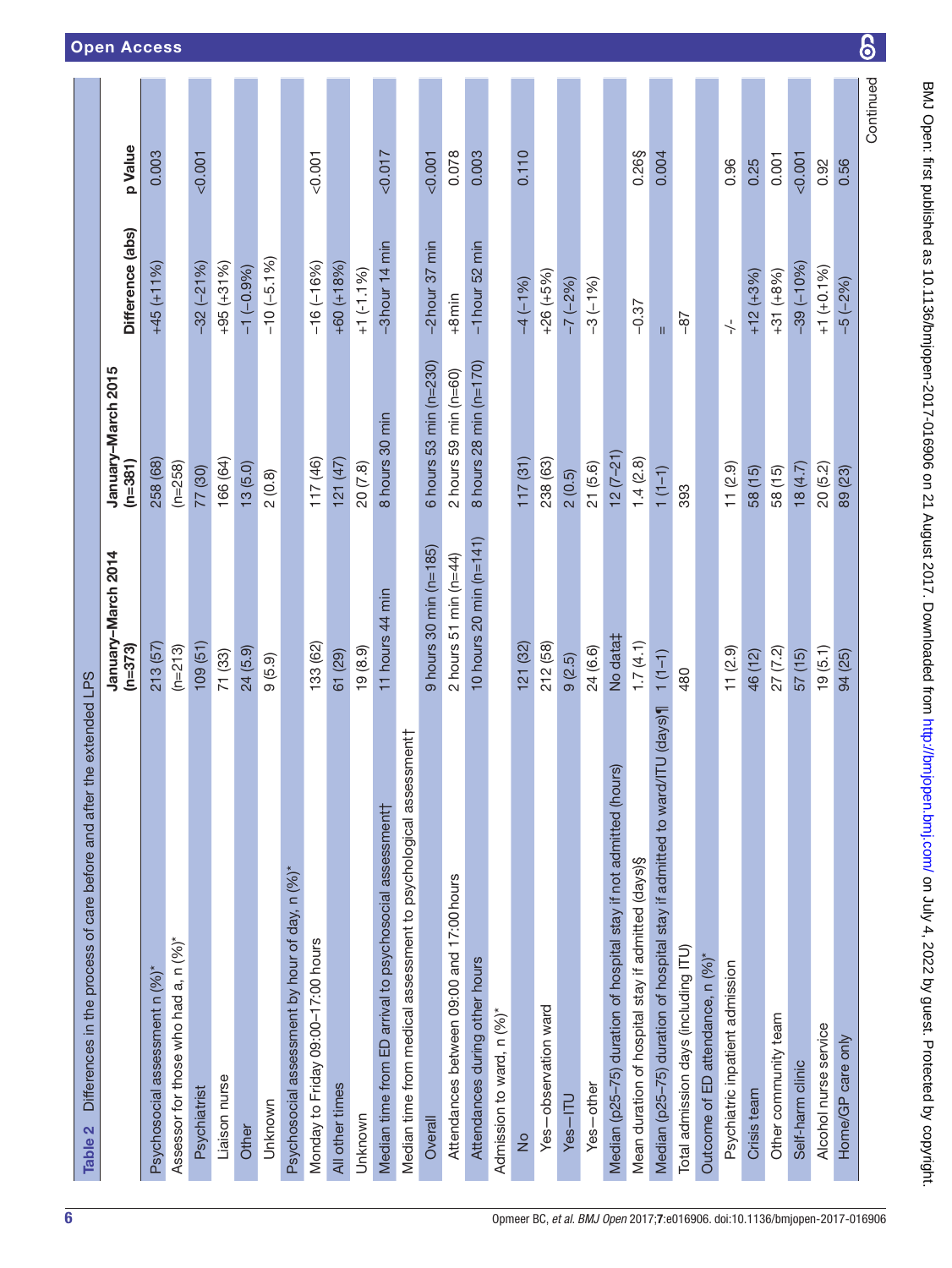**Table 2** Differences in the process of care before and after the extended LPS

| | January–March 2014 (n=373) | January–March 2015 (n=381) | Difference (abs) | p Value |
|---|---|---|---|---|
| Psychosocial assessment n (%)* | 213 (57) | 258 (68) | +45 (+11%) | 0.003 |
| Assessor for those who had a, n (%)* | (n=213) | (n=258) | | |
| Psychiatrist | 109 (51) | 77 (30) | −32 (−21%) | <0.001 |
| Liaison nurse | 71 (33) | 166 (64) | +95 (+31%) | |
| Other | 24 (5.9) | 13 (5.0) | −1 (−0.9%) | |
| Unknown | 9 (5.9) | 2 (0.8) | −10 (−5.1%) | |
| Psychosocial assessment by hour of day, n (%)* | | | | |
| Monday to Friday 09:00–17:00 hours | 133 (62) | 117 (46) | −16 (−16%) | <0.001 |
| All other times | 61 (29) | 121 (47) | +60 (+18%) | |
| Unknown | 19 (8.9) | 20 (7.8) | +1 (-1.1%) | |
| Median time from ED arrival to psychosocial assessment† | 11 hours 44 min | 8 hours 30 min | −3hour 14 min | <0.017 |
| Median time from medical assessment to psychological assessment† | | | | |
| Overall | 9 hours 30 min (n=185) | 6 hours 53 min (n=230) | −2hour 37 min | <0.001 |
| Attendances between 09:00 and 17:00 hours | 2 hours 51 min (n=44) | 2 hours 59 min (n=60) | +8 min | 0.078 |
| Attendances during other hours | 10 hours 20 min (n=141) | 8 hours 28 min (n=170) | −1 hour 52 min | 0.003 |
| Admission to ward, n (%)* | | | | |
| No | 121 (32) | 117 (31) | -4 (−1%) | 0.110 |
| Yes – observation ward | 212 (58) | 238 (63) | +26 (+5%) | |
| Yes – ITU | 9 (2.5) | 2 (0.5) | -7 (−2%) | |
| Yes – other | 24 (6.6) | 21 (5.6) | -3 (−1%) | |
| Median (p25–75) duration of hospital stay if not admitted (hours) | No data‡ | 12 (7–21) | | |
| Mean duration of hospital stay if admitted (days)§ | 1.7 (4.1) | 1.4 (2.8) | -0.37 | 0.26§ |
| Median (p25–75) duration of hospital stay if admitted to ward/ITU (days)¶ | 1 (1–1) | 1 (1–1) | = | 0.004 |
| Total admission days (including ITU) | 480 | 393 | -87 | |
| Outcome of ED attendance, n (%)* | | | | |
| Psychiatric inpatient admission | 11 (2.9) | 11 (2.9) | -/- | 0.96 |
| Crisis team | 46 (12) | 58 (15) | +12 (+3%) | 0.25 |
| Other community team | 27 (7.2) | 58 (15) | +31 (+8%) | 0.001 |
| Self-harm clinic | 57 (15) | 18 (4.7) | -39 (−10%) | <0.001 |
| Alcohol nurse service | 19 (5.1) | 20 (5.2) | +1 (+0.1%) | 0.92 |
| Home/GP care only | 94 (25) | 89 (23) | -5 (−2%) | 0.56 |

Continued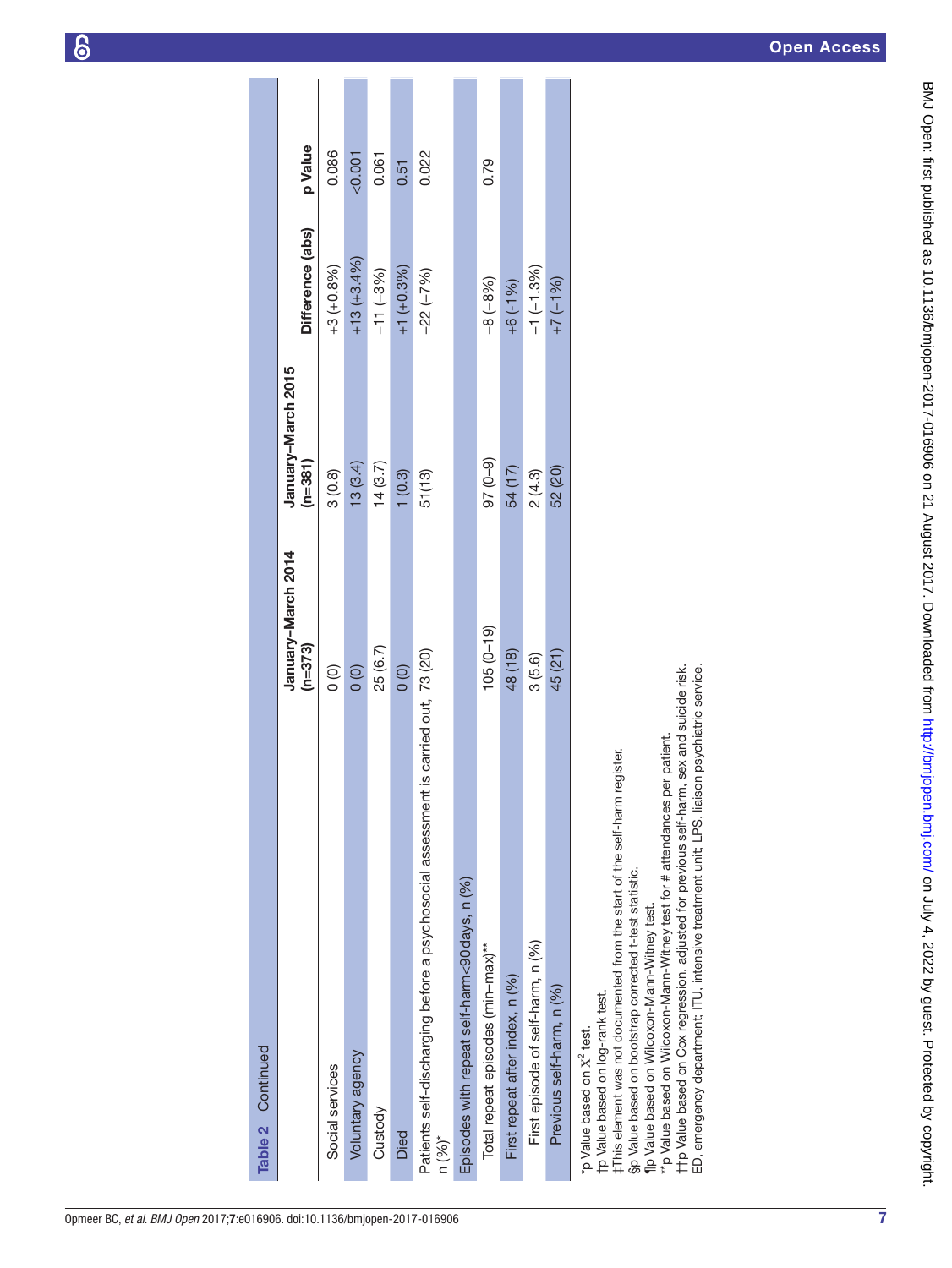**Table 2** Continued

| | January–March 2014 (n=373) | January–March 2015 (n=381) | Difference (abs) | p Value |
|---|---|---|---|---|
| Social services | 0 (0) | 3 (0.8) | +3 (+0.8%) | 0.086 |
| Voluntary agency | 0 (0) | 13 (3.4) | +13 (+3.4%) | <0.001 |
| Custody | 25 (6.7) | 14 (3.7) | −11 (−3%) | 0.061 |
| Died | 0 (0) | 1 (0.3) | +1 (+0.3%) | 0.51 |
| Patients self-discharging before a psychosocial assessment is carried out, n (%)* | 73 (20) | 51(13) | −22 (−7%) | 0.022 |
| Episodes with repeat self-harm<90days, n (%) | | | | |
| Total repeat episodes (min–max)** | 105 (0–19) | 97 (0–9) | −8 (−8%) | 0.79 |
| First repeat after index, n (%) | 48 (18) | 54 (17) | +6 (-1%) | |
| First episode of self-harm, n (%) | 3 (5.6) | 2 (4.3) | −1 (−1.3%) | |
| Previous self-harm, n (%) | 45 (21) | 52 (20) | +7 (-1%) | |

*p Value based on $X^2$ test.
†p Value based on log-rank test.
‡This element was not documented from the start of the self-harm register.
§p Value based on bootstrap corrected t-test statistic.
¶p Value based on Wilcoxon-Mann-Witney test.
**p Value based on Wilcoxon-Mann-Witney test for # attendances per patient.
††p Value based on Cox regression, adjusted for previous self-harm, sex and suicide risk.
ED, emergency department; ITU, intensive treatment unit; LPS, liaison psychiatric service.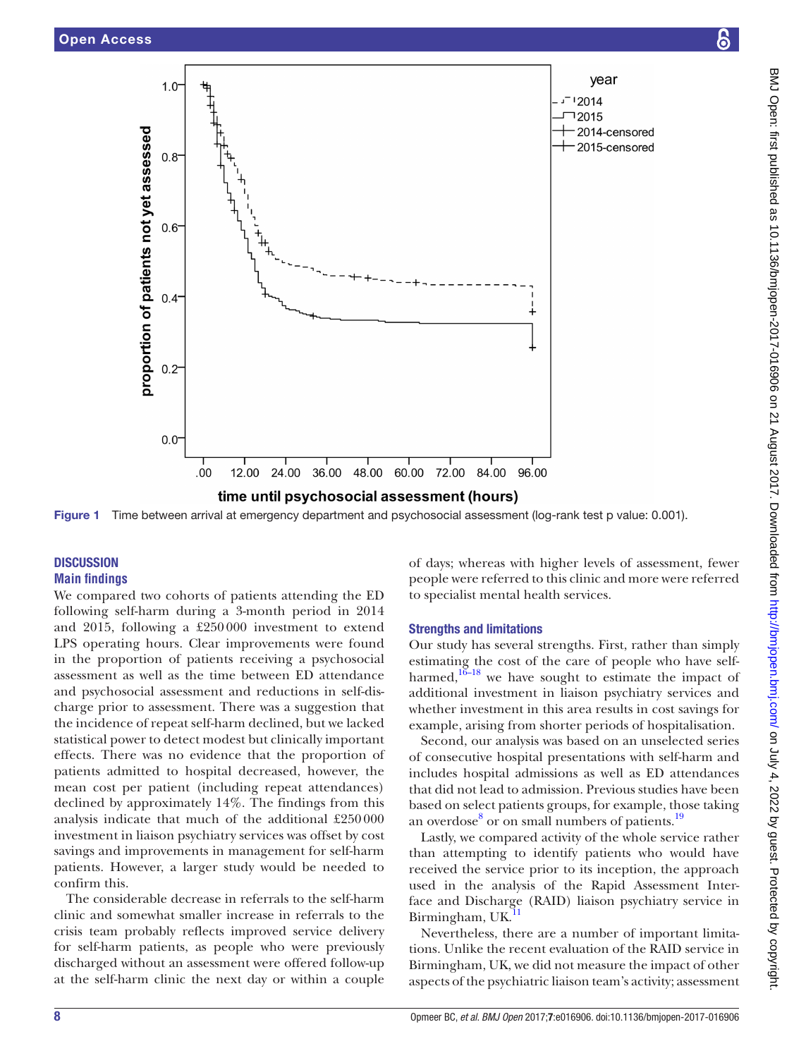Figure 1 Time between arrival at emergency department and psychosocial assessment (log-rank test p value: 0.001).

## DISCUSSION

### Main findings

We compared two cohorts of patients attending the ED following self-harm during a 3-month period in 2014 and 2015, following a £250 000 investment to extend LPS operating hours. Clear improvements were found in the proportion of patients receiving a psychosocial assessment as well as the time between ED attendance and psychosocial assessment and reductions in self-discharge prior to assessment. There was a suggestion that the incidence of repeat self-harm declined, but we lacked statistical power to detect modest but clinically important effects. There was no evidence that the proportion of patients admitted to hospital decreased, however, the mean cost per patient (including repeat attendances) declined by approximately 14%. The findings from this analysis indicate that much of the additional £250 000 investment in liaison psychiatry services was offset by cost savings and improvements in management for self-harm patients. However, a larger study would be needed to confirm this.

The considerable decrease in referrals to the self-harm clinic and somewhat smaller increase in referrals to the crisis team probably reflects improved service delivery for self-harm patients, as people who were previously discharged without an assessment were offered follow-up at the self-harm clinic the next day or within a couple of days; whereas with higher levels of assessment, fewer people were referred to this clinic and more were referred to specialist mental health services.

### Strengths and limitations

Our study has several strengths. First, rather than simply estimating the cost of the care of people who have self-harmed,[16–18] we have sought to estimate the impact of additional investment in liaison psychiatry services and whether investment in this area results in cost savings for example, arising from shorter periods of hospitalisation.

Second, our analysis was based on an unselected series of consecutive hospital presentations with self-harm and includes hospital admissions as well as ED attendances that did not lead to admission. Previous studies have been based on select patients groups, for example, those taking an overdose[8] or on small numbers of patients.[19]

Lastly, we compared activity of the whole service rather than attempting to identify patients who would have received the service prior to its inception, the approach used in the analysis of the Rapid Assessment Interface and Discharge (RAID) liaison psychiatry service in Birmingham, UK.[11]

Nevertheless, there are a number of important limitations. Unlike the recent evaluation of the RAID service in Birmingham, UK, we did not measure the impact of other aspects of the psychiatric liaison team's activity; assessment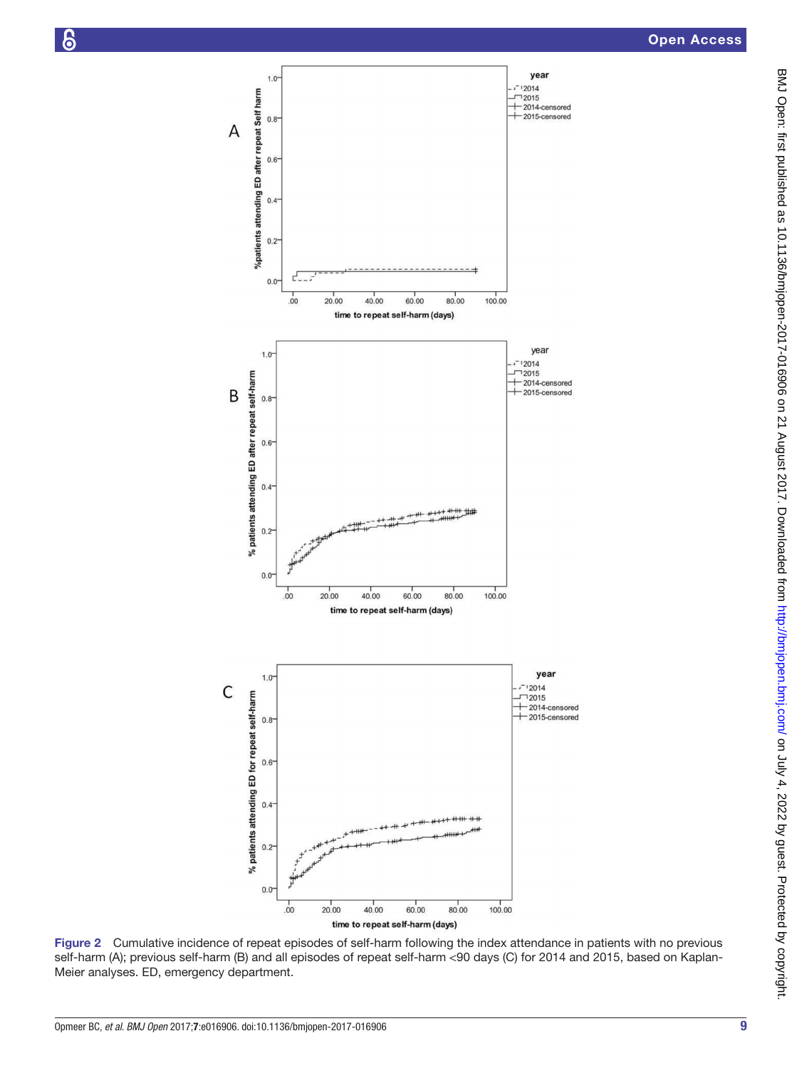**Figure 2** Cumulative incidence of repeat episodes of self-harm following the index attendance in patients with no previous self-harm (A); previous self-harm (B) and all episodes of repeat self-harm <90 days (C) for 2014 and 2015, based on Kaplan-Meier analyses. ED, emergency department.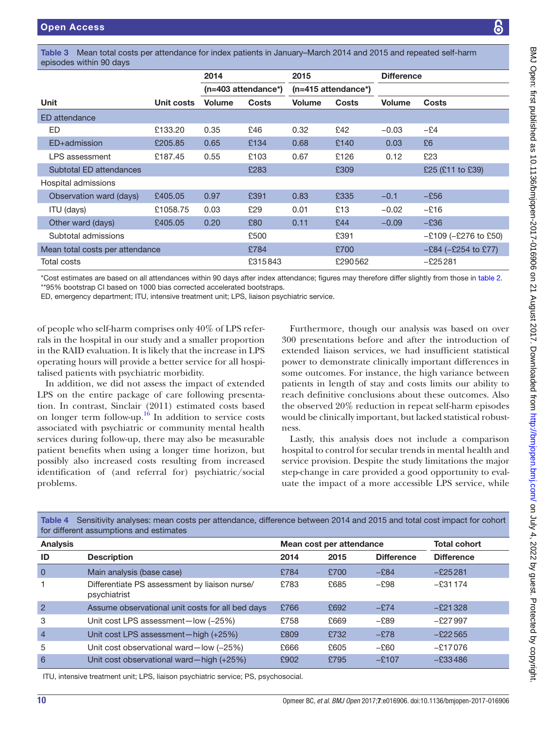**Table 3** Mean total costs per attendance for index patients in January–March 2014 and 2015 and repeated self-harm episodes within 90 days

| Unit | Unit costs | 2014 (n=403 attendance*) Volume | 2014 Costs | 2015 (n=415 attendance*) Volume | 2015 Costs | Difference Volume | Difference Costs |
|---|---|---|---|---|---|---|---|
| ED attendance | | | | | | | |
| ED | £133.20 | 0.35 | £46 | 0.32 | £42 | −0.03 | −£4 |
| ED+admission | £205.85 | 0.65 | £134 | 0.68 | £140 | 0.03 | £6 |
| LPS assessment | £187.45 | 0.55 | £103 | 0.67 | £126 | 0.12 | £23 |
| Subtotal ED attendances | | | £283 | | £309 | | £25 (£11 to £39) |
| Hospital admissions | | | | | | | |
| Observation ward (days) | £405.05 | 0.97 | £391 | 0.83 | £335 | −0.1 | −£56 |
| ITU (days) | £1058.75 | 0.03 | £29 | 0.01 | £13 | −0.02 | −£16 |
| Other ward (days) | £405.05 | 0.20 | £80 | 0.11 | £44 | −0.09 | −£36 |
| Subtotal admissions | | | £500 | | £391 | | −£109 (−£276 to £50) |
| Mean total costs per attendance | | | £784 | | £700 | | −£84 (−£254 to £77) |
| Total costs | | | £315843 | | £290562 | | −£25281 |

*Cost estimates are based on all attendances within 90 days after index attendance; figures may therefore differ slightly from those in table 2.
**95% bootstrap CI based on 1000 bias corrected accelerated bootstraps.
ED, emergency department; ITU, intensive treatment unit; LPS, liaison psychiatric service.

of people who self-harm comprises only 40% of LPS referrals in the hospital in our study and a smaller proportion in the RAID evaluation. It is likely that the increase in LPS operating hours will provide a better service for all hospitalised patients with psychiatric morbidity.

In addition, we did not assess the impact of extended LPS on the entire package of care following presentation. In contrast, Sinclair (2011) estimated costs based on longer term follow-up.[16] In addition to service costs associated with psychiatric or community mental health services during follow-up, there may also be measurable patient benefits when using a longer time horizon, but possibly also increased costs resulting from increased identification of (and referral for) psychiatric/social problems.

Furthermore, though our analysis was based on over 300 presentations before and after the introduction of extended liaison services, we had insufficient statistical power to demonstrate clinically important differences in some outcomes. For instance, the high variance between patients in length of stay and costs limits our ability to reach definitive conclusions about these outcomes. Also the observed 20% reduction in repeat self-harm episodes would be clinically important, but lacked statistical robustness.

Lastly, this analysis does not include a comparison hospital to control for secular trends in mental health and service provision. Despite the study limitations the major step-change in care provided a good opportunity to evaluate the impact of a more accessible LPS service, while

**Table 4** Sensitivity analyses: mean costs per attendance, difference between 2014 and 2015 and total cost impact for cohort for different assumptions and estimates

| Analysis ID | Description | Mean cost per attendance 2014 | 2015 | Difference | Total cohort Difference |
|---|---|---|---|---|---|
| 0 | Main analysis (base case) | £784 | £700 | −£84 | −£25281 |
| 1 | Differentiate PS assessment by liaison nurse/psychiatrist | £783 | £685 | −£98 | −£31174 |
| 2 | Assume observational unit costs for all bed days | £766 | £692 | −£74 | −£21328 |
| 3 | Unit cost LPS assessment—low (−25%) | £758 | £669 | −£89 | −£27997 |
| 4 | Unit cost LPS assessment—high (+25%) | £809 | £732 | −£78 | −£22565 |
| 5 | Unit cost observational ward—low (−25%) | £666 | £605 | −£60 | −£17076 |
| 6 | Unit cost observational ward—high (+25%) | £902 | £795 | −£107 | −£33486 |

ITU, intensive treatment unit; LPS, liaison psychiatric service; PS, psychosocial.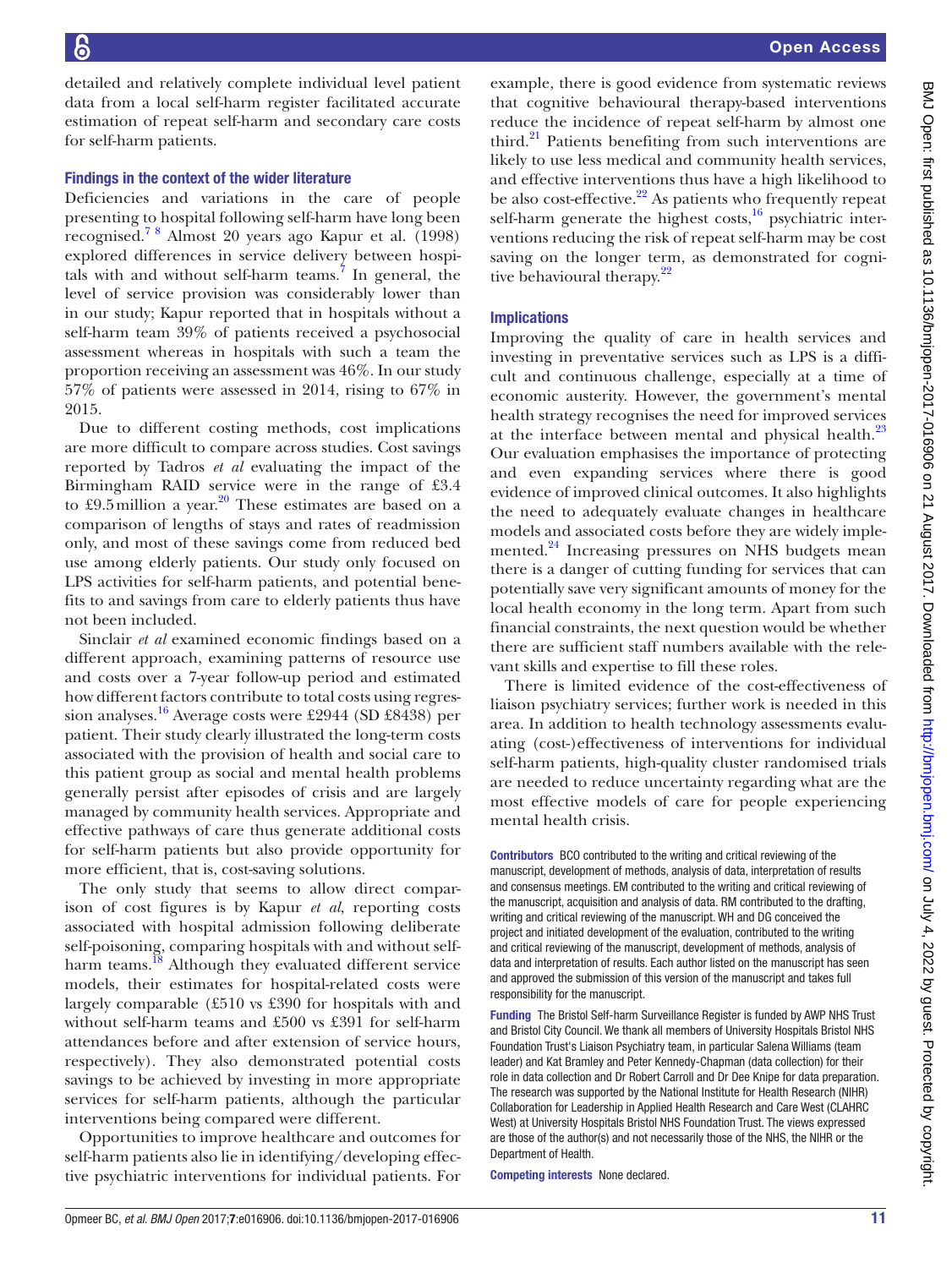detailed and relatively complete individual level patient data from a local self-harm register facilitated accurate estimation of repeat self-harm and secondary care costs for self-harm patients.

### Findings in the context of the wider literature

Deficiencies and variations in the care of people presenting to hospital following self-harm have long been recognised.[7 8] Almost 20 years ago Kapur et al. (1998) explored differences in service delivery between hospitals with and without self-harm teams.[7] In general, the level of service provision was considerably lower than in our study; Kapur reported that in hospitals without a self-harm team 39% of patients received a psychosocial assessment whereas in hospitals with such a team the proportion receiving an assessment was 46%. In our study 57% of patients were assessed in 2014, rising to 67% in 2015.

Due to different costing methods, cost implications are more difficult to compare across studies. Cost savings reported by Tadros *et al* evaluating the impact of the Birmingham RAID service were in the range of £3.4 to £9.5 million a year.[20] These estimates are based on a comparison of lengths of stays and rates of readmission only, and most of these savings come from reduced bed use among elderly patients. Our study only focused on LPS activities for self-harm patients, and potential benefits to and savings from care to elderly patients thus have not been included.

Sinclair *et al* examined economic findings based on a different approach, examining patterns of resource use and costs over a 7-year follow-up period and estimated how different factors contribute to total costs using regression analyses.[16] Average costs were £2944 (SD £8438) per patient. Their study clearly illustrated the long-term costs associated with the provision of health and social care to this patient group as social and mental health problems generally persist after episodes of crisis and are largely managed by community health services. Appropriate and effective pathways of care thus generate additional costs for self-harm patients but also provide opportunity for more efficient, that is, cost-saving solutions.

The only study that seems to allow direct comparison of cost figures is by Kapur *et al*, reporting costs associated with hospital admission following deliberate self-poisoning, comparing hospitals with and without self-harm teams.[18] Although they evaluated different service models, their estimates for hospital-related costs were largely comparable (£510 vs £390 for hospitals with and without self-harm teams and £500 vs £391 for self-harm attendances before and after extension of service hours, respectively). They also demonstrated potential costs savings to be achieved by investing in more appropriate services for self-harm patients, although the particular interventions being compared were different.

Opportunities to improve healthcare and outcomes for self-harm patients also lie in identifying/developing effective psychiatric interventions for individual patients. For example, there is good evidence from systematic reviews that cognitive behavioural therapy-based interventions reduce the incidence of repeat self-harm by almost one third.[21] Patients benefiting from such interventions are likely to use less medical and community health services, and effective interventions thus have a high likelihood to be also cost-effective.[22] As patients who frequently repeat self-harm generate the highest costs,[16] psychiatric interventions reducing the risk of repeat self-harm may be cost saving on the longer term, as demonstrated for cognitive behavioural therapy.[22]

### Implications

Improving the quality of care in health services and investing in preventative services such as LPS is a difficult and continuous challenge, especially at a time of economic austerity. However, the government's mental health strategy recognises the need for improved services at the interface between mental and physical health.[23] Our evaluation emphasises the importance of protecting and even expanding services where there is good evidence of improved clinical outcomes. It also highlights the need to adequately evaluate changes in healthcare models and associated costs before they are widely implemented.[24] Increasing pressures on NHS budgets mean there is a danger of cutting funding for services that can potentially save very significant amounts of money for the local health economy in the long term. Apart from such financial constraints, the next question would be whether there are sufficient staff numbers available with the relevant skills and expertise to fill these roles.

There is limited evidence of the cost-effectiveness of liaison psychiatry services; further work is needed in this area. In addition to health technology assessments evaluating (cost-)effectiveness of interventions for individual self-harm patients, high-quality cluster randomised trials are needed to reduce uncertainty regarding what are the most effective models of care for people experiencing mental health crisis.

**Contributors** BCO contributed to the writing and critical reviewing of the manuscript, development of methods, analysis of data, interpretation of results and consensus meetings. EM contributed to the writing and critical reviewing of the manuscript, acquisition and analysis of data. RM contributed to the drafting, writing and critical reviewing of the manuscript. WH and DG conceived the project and initiated development of the evaluation, contributed to the writing and critical reviewing of the manuscript, development of methods, analysis of data and interpretation of results. Each author listed on the manuscript has seen and approved the submission of this version of the manuscript and takes full responsibility for the manuscript.

**Funding** The Bristol Self-harm Surveillance Register is funded by AWP NHS Trust and Bristol City Council. We thank all members of University Hospitals Bristol NHS Foundation Trust's Liaison Psychiatry team, in particular Salena Williams (team leader) and Kat Bramley and Peter Kennedy-Chapman (data collection) for their role in data collection and Dr Robert Carroll and Dr Dee Knipe for data preparation. The research was supported by the National Institute for Health Research (NIHR) Collaboration for Leadership in Applied Health Research and Care West (CLAHRC West) at University Hospitals Bristol NHS Foundation Trust. The views expressed are those of the author(s) and not necessarily those of the NHS, the NIHR or the Department of Health.

**Competing interests** None declared.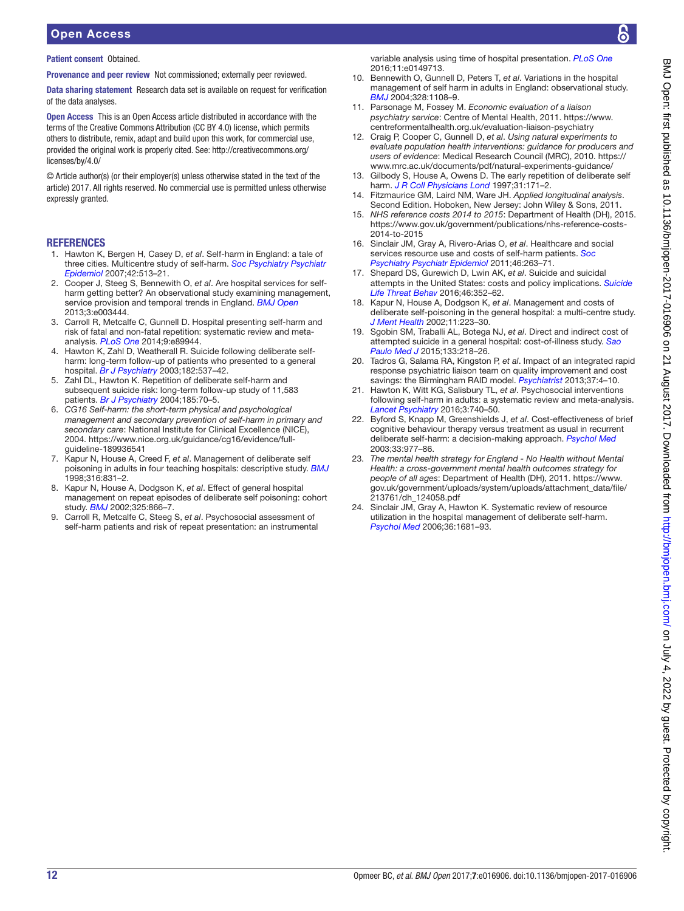**Patient consent** Obtained.

**Provenance and peer review** Not commissioned; externally peer reviewed.

**Data sharing statement** Research data set is available on request for verification of the data analyses.

**Open Access** This is an Open Access article distributed in accordance with the terms of the Creative Commons Attribution (CC BY 4.0) license, which permits others to distribute, remix, adapt and build upon this work, for commercial use, provided the original work is properly cited. See: http://creativecommons.org/licenses/by/4.0/

© Article author(s) (or their employer(s) unless otherwise stated in the text of the article) 2017. All rights reserved. No commercial use is permitted unless otherwise expressly granted.

## REFERENCES

1. Hawton K, Bergen H, Casey D, *et al*. Self-harm in England: a tale of three cities. Multicentre study of self-harm. *Soc Psychiatry Psychiatr Epidemiol* 2007;42:513–21.
2. Cooper J, Steeg S, Bennewith O, *et al*. Are hospital services for self-harm getting better? An observational study examining management, service provision and temporal trends in England. *BMJ Open* 2013;3:e003444.
3. Carroll R, Metcalfe C, Gunnell D. Hospital presenting self-harm and risk of fatal and non-fatal repetition: systematic review and meta-analysis. *PLoS One* 2014;9:e89944.
4. Hawton K, Zahl D, Weatherall R. Suicide following deliberate self-harm: long-term follow-up of patients who presented to a general hospital. *Br J Psychiatry* 2003;182:537–42.
5. Zahl DL, Hawton K. Repetition of deliberate self-harm and subsequent suicide risk: long-term follow-up study of 11,583 patients. *Br J Psychiatry* 2004;185:70–5.
6. *CG16 Self-harm: the short-term physical and psychological management and secondary prevention of self-harm in primary and secondary care*: National Institute for Clinical Excellence (NICE), 2004. https://www.nice.org.uk/guidance/cg16/evidence/full-guideline-189936541
7. Kapur N, House A, Creed F, *et al*. Management of deliberate self poisoning in adults in four teaching hospitals: descriptive study. *BMJ* 1998;316:831–2.
8. Kapur N, House A, Dodgson K, *et al*. Effect of general hospital management on repeat episodes of deliberate self poisoning: cohort study. *BMJ* 2002;325:866–7.
9. Carroll R, Metcalfe C, Steeg S, *et al*. Psychosocial assessment of self-harm patients and risk of repeat presentation: an instrumental variable analysis using time of hospital presentation. *PLoS One* 2016;11:e0149713.
10. Bennewith O, Gunnell D, Peters T, *et al*. Variations in the hospital management of self harm in adults in England: observational study. *BMJ* 2004;328:1108–9.
11. Parsonage M, Fossey M. *Economic evaluation of a liaison psychiatry service*: Centre of Mental Health, 2011. https://www.centreformentalhealth.org.uk/evaluation-liaison-psychiatry
12. Craig P, Cooper C, Gunnell D, *et al*. *Using natural experiments to evaluate population health interventions: guidance for producers and users of evidence*: Medical Research Council (MRC), 2010. https://www.mrc.ac.uk/documents/pdf/natural-experiments-guidance/
13. Gilbody S, House A, Owens D. The early repetition of deliberate self harm. *J R Coll Physicians Lond* 1997;31:171–2.
14. Fitzmaurice GM, Laird NM, Ware JH. *Applied longitudinal analysis*. Second Edition. Hoboken, New Jersey: John Wiley & Sons, 2011.
15. *NHS reference costs 2014 to 2015*: Department of Health (DH), 2015. https://www.gov.uk/government/publications/nhs-reference-costs-2014-to-2015
16. Sinclair JM, Gray A, Rivero-Arias O, *et al*. Healthcare and social services resource use and costs of self-harm patients. *Soc Psychiatry Psychiatr Epidemiol* 2011;46:263–71.
17. Shepard DS, Gurewich D, Lwin AK, *et al*. Suicide and suicidal attempts in the United States: costs and policy implications. *Suicide Life Threat Behav* 2016;46:352–62.
18. Kapur N, House A, Dodgson K, *et al*. Management and costs of deliberate self-poisoning in the general hospital: a multi-centre study. *J Ment Health* 2002;11:223–30.
19. Sgobin SM, Traballi AL, Botega NJ, *et al*. Direct and indirect cost of attempted suicide in a general hospital: cost-of-illness study. *Sao Paulo Med J* 2015;133:218–26.
20. Tadros G, Salama RA, Kingston P, *et al*. Impact of an integrated rapid response psychiatric liaison team on quality improvement and cost savings: the Birmingham RAID model. *Psychiatrist* 2013;37:4–10.
21. Hawton K, Witt KG, Salisbury TL, *et al*. Psychosocial interventions following self-harm in adults: a systematic review and meta-analysis. *Lancet Psychiatry* 2016;3:740–50.
22. Byford S, Knapp M, Greenshields J, *et al*. Cost-effectiveness of brief cognitive behaviour therapy versus treatment as usual in recurrent deliberate self-harm: a decision-making approach. *Psychol Med* 2003;33:977–86.
23. *The mental health strategy for England - No Health without Mental Health: a cross-government mental health outcomes strategy for people of all ages*: Department of Health (DH), 2011. https://www.gov.uk/government/uploads/system/uploads/attachment_data/file/213761/dh_124058.pdf
24. Sinclair JM, Gray A, Hawton K. Systematic review of resource utilization in the hospital management of deliberate self-harm. *Psychol Med* 2006;36:1681–93.